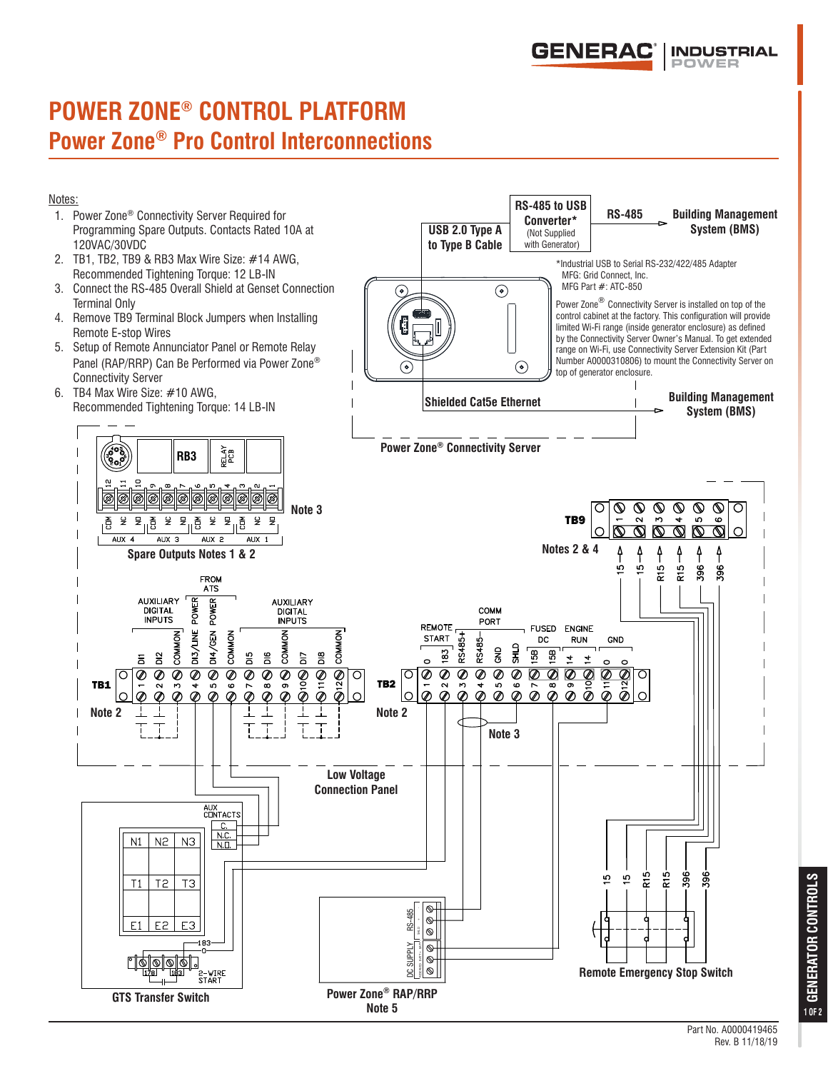# POWER ZONE® CONTROL PLATFORM

## Power Zone® Pro Control Interconnections

Notes:

1. Power Zone® Connectivity Server Required for Programming Spare Outputs. Contacts Rated 10A at 120VAC/30VDC
2. TB1, TB2, TB9 & RB3 Max Wire Size: #14 AWG, Recommended Tightening Torque: 12 LB-IN
3. Connect the RS-485 Overall Shield at Genset Connection Terminal Only
4. Remove TB9 Terminal Block Jumpers when Installing Remote E-stop Wires
5. Setup of Remote Annunciator Panel or Remote Relay Panel (RAP/RRP) Can Be Performed via Power Zone® Connectivity Server
6. TB4 Max Wire Size: #10 AWG, Recommended Tightening Torque: 14 LB-IN

RS-485 to USB Converter* (Not Supplied with Generator)

USB 2.0 Type A to Type B Cable

RS-485 → Building Management System (BMS)

*Industrial USB to Serial RS-232/422/485 Adapter
MFG: Grid Connect, Inc.
MFG Part #: ATC-850

Power Zone® Connectivity Server is installed on top of the control cabinet at the factory. This configuration will provide limited Wi-Fi range (inside generator enclosure) as defined by the Connectivity Server Owner's Manual. To get extended range on Wi-Fi, use Connectivity Server Extension Kit (Part Number A0000310806) to mount the Connectivity Server on top of generator enclosure.

Shielded Cat5e Ethernet → Building Management System (BMS)

Power Zone® Connectivity Server

RB3 — RELAY PCB — Note 3

| Terminal | 12 | 11 | 10 | 9 | 8 | 7 | 6 | 5 | 4 | 3 | 2 | 1 |
|---|---|---|---|---|---|---|---|---|---|---|---|---|
| Function | COM | NC | NO | COM | NC | NO | COM | NC | NO | COM | NC | NO |
| Output | AUX 4 | | | AUX 3 | | | AUX 2 | | | AUX 1 | | |

Spare Outputs Notes 1 & 2

TB9 — Notes 2 & 4

| Terminal | 1 | 2 | 3 | 4 | 5 | 6 |
|---|---|---|---|---|---|---|
| Wire | 15 | 15 | R15 | R15 | 396 | 396 |

TB1 — Note 2

| Terminal | 1 | 2 | 3 | 4 | 5 | 6 | 7 | 8 | 9 | 10 | 11 | 12 |
|---|---|---|---|---|---|---|---|---|---|---|---|---|
| Function | DI1 | DI2 | COMMON | DI3/LINE POWER | DI4/GEN POWER | COMMON | DI5 | DI6 | COMMON | DI7 | DI8 | COMMON |
| Group | AUXILIARY DIGITAL INPUTS | | | FROM ATS | | | AUXILIARY DIGITAL INPUTS | | | | | |

TB2 — Note 2

| Terminal | 1 | 2 | 3 | 4 | 5 | 6 | 7 | 8 | 9 | 10 | 11 | 12 |
|---|---|---|---|---|---|---|---|---|---|---|---|---|
| Function | 0 | 183 | RS485+ | RS485− | GND | SHLD | 15B | 15B | 14 | 14 | 0 | 0 |
| Group | REMOTE START | | COMM PORT | | | | FUSED DC | | ENGINE RUN | | GND | |

Note 3

Low Voltage Connection Panel

AUX CONTACTS: C., N.C., N.O.

N1 N2 N3 / T1 T2 T3 / E1 E2 E3

183 / 178 / 183 — 2-WIRE START

GTS Transfer Switch

RS-485 / DC SUPPLY

Power Zone® RAP/RRP
Note 5

15 / 15 / R15 / R15 / 396 / 396

Remote Emergency Stop Switch

Part No. A0000419465
Rev. B 11/18/19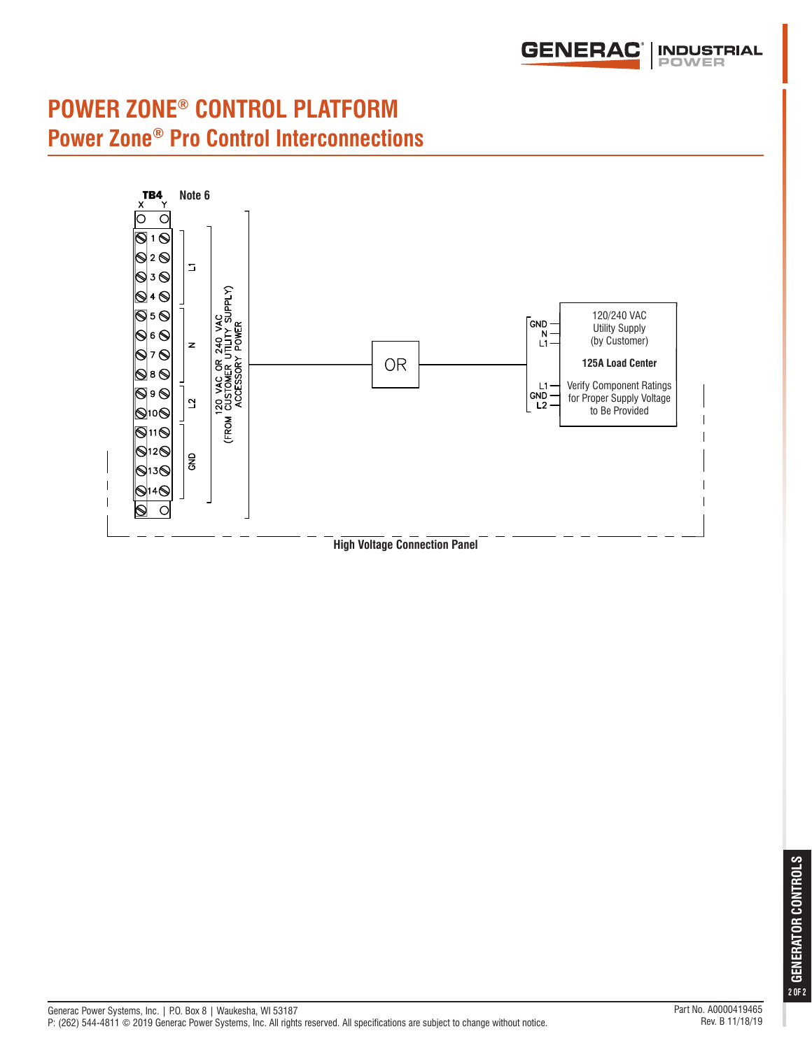# POWER ZONE® CONTROL PLATFORM

## Power Zone® Pro Control Interconnections

TB4 Note 6

X Y

1
2
3
4
5
6
7
8
9
10
11
12
13
14

L1

N

L2

GND

120 VAC OR 240 VAC
(FROM CUSTOMER UTILITY SUPPLY)
ACCESSORY POWER

OR

GND
N
L1

L1
GND
L2

120/240 VAC
Utility Supply
(by Customer)

**125A Load Center**

Verify Component Ratings
for Proper Supply Voltage
to Be Provided

**High Voltage Connection Panel**

Generac Power Systems, Inc. | P.O. Box 8 | Waukesha, WI 53187
P: (262) 544-4811 © 2019 Generac Power Systems, Inc. All rights reserved. All specifications are subject to change without notice.

Part No. A0000419465
Rev. B 11/18/19